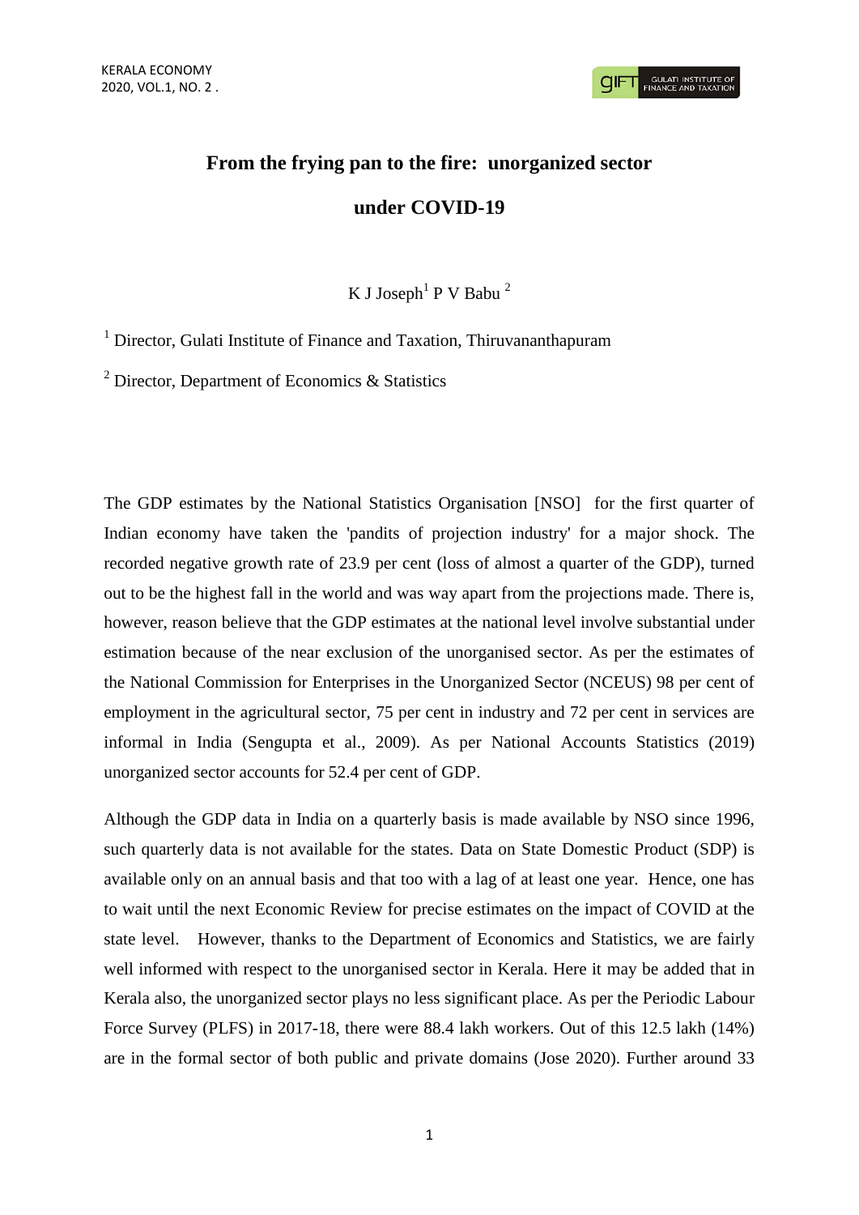# From the frying pan to the fire: unorganized sector under COVID-19

K J Joseph[1] P V Babu[2]

[1] Director, Gulati Institute of Finance and Taxation, Thiruvananthapuram

[2] Director, Department of Economics & Statistics

The GDP estimates by the National Statistics Organisation [NSO] for the first quarter of Indian economy have taken the 'pandits of projection industry' for a major shock. The recorded negative growth rate of 23.9 per cent (loss of almost a quarter of the GDP), turned out to be the highest fall in the world and was way apart from the projections made. There is, however, reason believe that the GDP estimates at the national level involve substantial under estimation because of the near exclusion of the unorganised sector. As per the estimates of the National Commission for Enterprises in the Unorganized Sector (NCEUS) 98 per cent of employment in the agricultural sector, 75 per cent in industry and 72 per cent in services are informal in India (Sengupta et al., 2009). As per National Accounts Statistics (2019) unorganized sector accounts for 52.4 per cent of GDP.

Although the GDP data in India on a quarterly basis is made available by NSO since 1996, such quarterly data is not available for the states. Data on State Domestic Product (SDP) is available only on an annual basis and that too with a lag of at least one year. Hence, one has to wait until the next Economic Review for precise estimates on the impact of COVID at the state level. However, thanks to the Department of Economics and Statistics, we are fairly well informed with respect to the unorganised sector in Kerala. Here it may be added that in Kerala also, the unorganized sector plays no less significant place. As per the Periodic Labour Force Survey (PLFS) in 2017-18, there were 88.4 lakh workers. Out of this 12.5 lakh (14%) are in the formal sector of both public and private domains (Jose 2020). Further around 33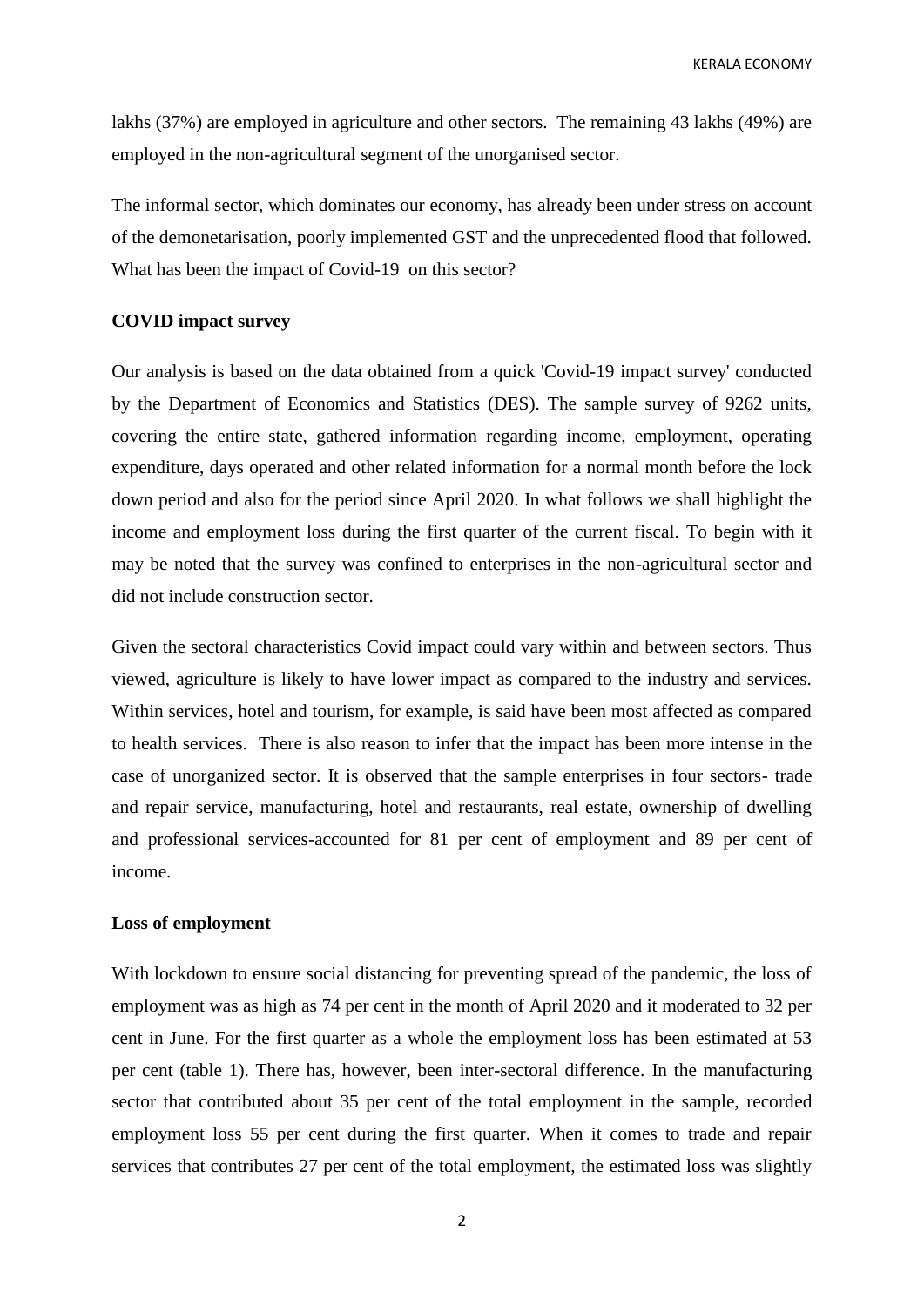lakhs (37%) are employed in agriculture and other sectors. The remaining 43 lakhs (49%) are employed in the non-agricultural segment of the unorganised sector.

The informal sector, which dominates our economy, has already been under stress on account of the demonetarisation, poorly implemented GST and the unprecedented flood that followed. What has been the impact of Covid-19 on this sector?

**COVID impact survey**

Our analysis is based on the data obtained from a quick 'Covid-19 impact survey' conducted by the Department of Economics and Statistics (DES). The sample survey of 9262 units, covering the entire state, gathered information regarding income, employment, operating expenditure, days operated and other related information for a normal month before the lock down period and also for the period since April 2020. In what follows we shall highlight the income and employment loss during the first quarter of the current fiscal. To begin with it may be noted that the survey was confined to enterprises in the non-agricultural sector and did not include construction sector.

Given the sectoral characteristics Covid impact could vary within and between sectors. Thus viewed, agriculture is likely to have lower impact as compared to the industry and services. Within services, hotel and tourism, for example, is said have been most affected as compared to health services. There is also reason to infer that the impact has been more intense in the case of unorganized sector. It is observed that the sample enterprises in four sectors- trade and repair service, manufacturing, hotel and restaurants, real estate, ownership of dwelling and professional services-accounted for 81 per cent of employment and 89 per cent of income.

**Loss of employment**

With lockdown to ensure social distancing for preventing spread of the pandemic, the loss of employment was as high as 74 per cent in the month of April 2020 and it moderated to 32 per cent in June. For the first quarter as a whole the employment loss has been estimated at 53 per cent (table 1). There has, however, been inter-sectoral difference. In the manufacturing sector that contributed about 35 per cent of the total employment in the sample, recorded employment loss 55 per cent during the first quarter. When it comes to trade and repair services that contributes 27 per cent of the total employment, the estimated loss was slightly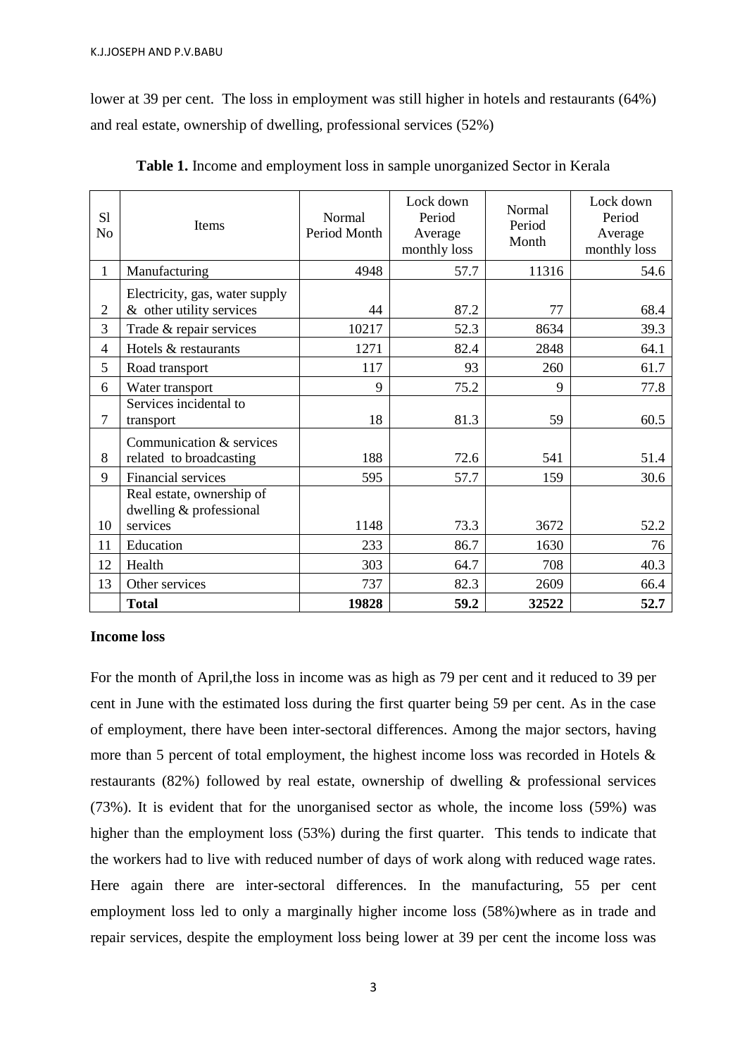lower at 39 per cent. The loss in employment was still higher in hotels and restaurants (64%) and real estate, ownership of dwelling, professional services (52%)

**Table 1.** Income and employment loss in sample unorganized Sector in Kerala

| Sl No | Items | Normal Period Month | Lock down Period Average monthly loss | Normal Period Month | Lock down Period Average monthly loss |
|---|---|---|---|---|---|
| 1 | Manufacturing | 4948 | 57.7 | 11316 | 54.6 |
| 2 | Electricity, gas, water supply & other utility services | 44 | 87.2 | 77 | 68.4 |
| 3 | Trade & repair services | 10217 | 52.3 | 8634 | 39.3 |
| 4 | Hotels & restaurants | 1271 | 82.4 | 2848 | 64.1 |
| 5 | Road transport | 117 | 93 | 260 | 61.7 |
| 6 | Water transport | 9 | 75.2 | 9 | 77.8 |
| 7 | Services incidental to transport | 18 | 81.3 | 59 | 60.5 |
| 8 | Communication & services related to broadcasting | 188 | 72.6 | 541 | 51.4 |
| 9 | Financial services | 595 | 57.7 | 159 | 30.6 |
| 10 | Real estate, ownership of dwelling & professional services | 1148 | 73.3 | 3672 | 52.2 |
| 11 | Education | 233 | 86.7 | 1630 | 76 |
| 12 | Health | 303 | 64.7 | 708 | 40.3 |
| 13 | Other services | 737 | 82.3 | 2609 | 66.4 |
| | **Total** | **19828** | **59.2** | **32522** | **52.7** |

**Income loss**

For the month of April,the loss in income was as high as 79 per cent and it reduced to 39 per cent in June with the estimated loss during the first quarter being 59 per cent. As in the case of employment, there have been inter-sectoral differences. Among the major sectors, having more than 5 percent of total employment, the highest income loss was recorded in Hotels & restaurants (82%) followed by real estate, ownership of dwelling & professional services (73%). It is evident that for the unorganised sector as whole, the income loss (59%) was higher than the employment loss (53%) during the first quarter. This tends to indicate that the workers had to live with reduced number of days of work along with reduced wage rates. Here again there are inter-sectoral differences. In the manufacturing, 55 per cent employment loss led to only a marginally higher income loss (58%)where as in trade and repair services, despite the employment loss being lower at 39 per cent the income loss was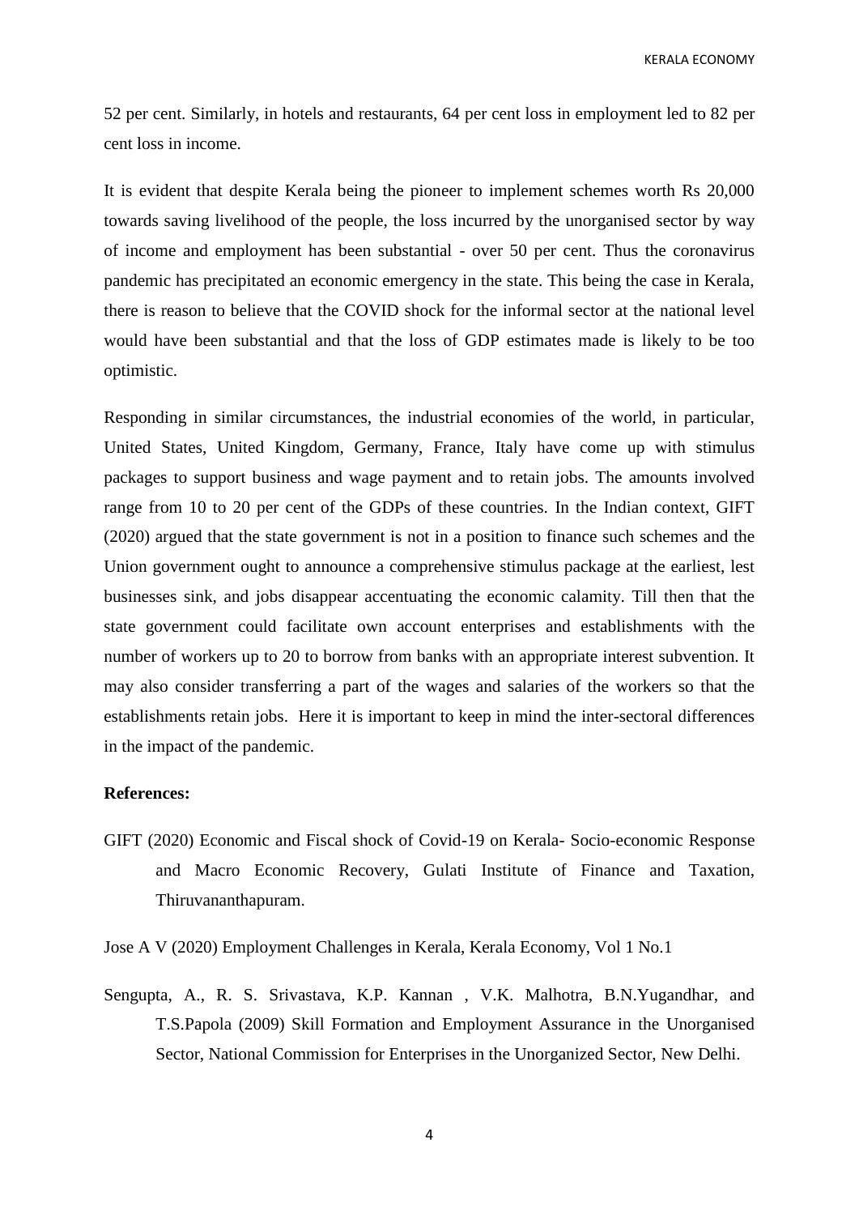52 per cent. Similarly, in hotels and restaurants, 64 per cent loss in employment led to 82 per cent loss in income.

It is evident that despite Kerala being the pioneer to implement schemes worth Rs 20,000 towards saving livelihood of the people, the loss incurred by the unorganised sector by way of income and employment has been substantial - over 50 per cent. Thus the coronavirus pandemic has precipitated an economic emergency in the state. This being the case in Kerala, there is reason to believe that the COVID shock for the informal sector at the national level would have been substantial and that the loss of GDP estimates made is likely to be too optimistic.

Responding in similar circumstances, the industrial economies of the world, in particular, United States, United Kingdom, Germany, France, Italy have come up with stimulus packages to support business and wage payment and to retain jobs. The amounts involved range from 10 to 20 per cent of the GDPs of these countries. In the Indian context, GIFT (2020) argued that the state government is not in a position to finance such schemes and the Union government ought to announce a comprehensive stimulus package at the earliest, lest businesses sink, and jobs disappear accentuating the economic calamity. Till then that the state government could facilitate own account enterprises and establishments with the number of workers up to 20 to borrow from banks with an appropriate interest subvention. It may also consider transferring a part of the wages and salaries of the workers so that the establishments retain jobs. Here it is important to keep in mind the inter-sectoral differences in the impact of the pandemic.

**References:**

GIFT (2020) Economic and Fiscal shock of Covid-19 on Kerala- Socio-economic Response and Macro Economic Recovery, Gulati Institute of Finance and Taxation, Thiruvananthapuram.

Jose A V (2020) Employment Challenges in Kerala, Kerala Economy, Vol 1 No.1

Sengupta, A., R. S. Srivastava, K.P. Kannan , V.K. Malhotra, B.N.Yugandhar, and T.S.Papola (2009) Skill Formation and Employment Assurance in the Unorganised Sector, National Commission for Enterprises in the Unorganized Sector, New Delhi.